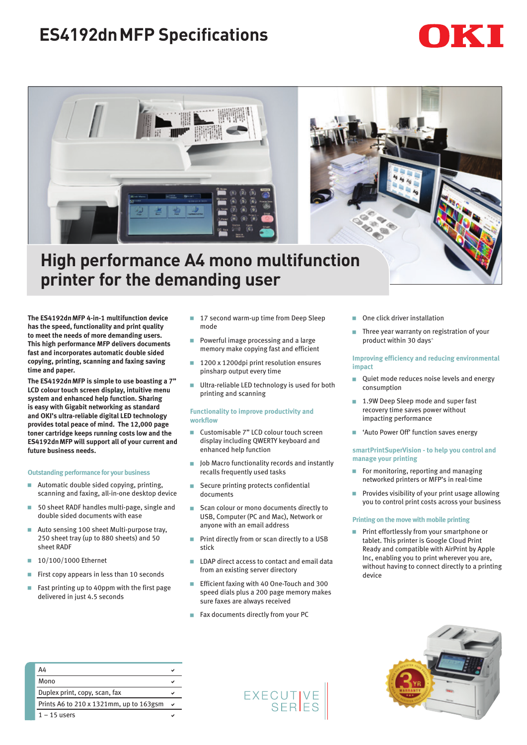# ES4192dn MFP Specifications

OKI

## High performance A4 mono multifunction printer for the demanding user

**The ES4192dn MFP 4-in-1 multifunction device has the speed, functionality and print quality to meet the needs of more demanding users. This high performance MFP delivers documents fast and incorporates automatic double sided copying, printing, scanning and faxing saving time and paper.**

**The ES4192dn MFP is simple to use boasting a 7" LCD colour touch screen display, intuitive menu system and enhanced help function. Sharing is easy with Gigabit networking as standard and OKI's ultra-reliable digital LED technology provides total peace of mind. The 12,000 page toner cartridge keeps running costs low and the ES4192dn MFP will support all of your current and future business needs.**

### Outstanding performance for your business

- Automatic double sided copying, printing, scanning and faxing, all-in-one desktop device
- 50 sheet RADF handles multi-page, single and double sided documents with ease
- Auto sensing 100 sheet Multi-purpose tray, 250 sheet tray (up to 880 sheets) and 50 sheet RADF
- 10/100/1000 Ethernet
- First copy appears in less than 10 seconds
- Fast printing up to 40ppm with the first page delivered in just 4.5 seconds
- 17 second warm-up time from Deep Sleep mode
- Powerful image processing and a large memory make copying fast and efficient
- 1200 x 1200dpi print resolution ensures pinsharp output every time
- Ultra-reliable LED technology is used for both printing and scanning

### Functionality to improve productivity and workflow

- Customisable 7" LCD colour touch screen display including QWERTY keyboard and enhanced help function
- Job Macro functionality records and instantly recalls frequently used tasks
- Secure printing protects confidential documents
- Scan colour or mono documents directly to USB, Computer (PC and Mac), Network or anyone with an email address
- Print directly from or scan directly to a USB stick
- LDAP direct access to contact and email data from an existing server directory
- Efficient faxing with 40 One-Touch and 300 speed dials plus a 200 page memory makes sure faxes are always received
- Fax documents directly from your PC
- One click driver installation
- Three year warranty on registration of your product within 30 days^

### Improving efficiency and reducing environmental impact

- Quiet mode reduces noise levels and energy consumption
- 1.9W Deep Sleep mode and super fast recovery time saves power without impacting performance
- 'Auto Power Off' function saves energy

### smartPrintSuperVision - to help you control and manage your printing

- For monitoring, reporting and managing networked printers or MFP's in real-time
- Provides visibility of your print usage allowing you to control print costs across your business

### Printing on the move with mobile printing

- Print effortlessly from your smartphone or tablet. This printer is Google Cloud Print Ready and compatible with AirPrint by Apple Inc, enabling you to print wherever you are, without having to connect directly to a printing device

| | |
|---|---|
| A4 | ✔ |
| Mono | ✔ |
| Duplex print, copy, scan, fax | ✔ |
| Prints A6 to 210 x 1321mm, up to 163gsm | ✔ |
| 1 – 15 users | ✔ |

EXECUTIVE SERIES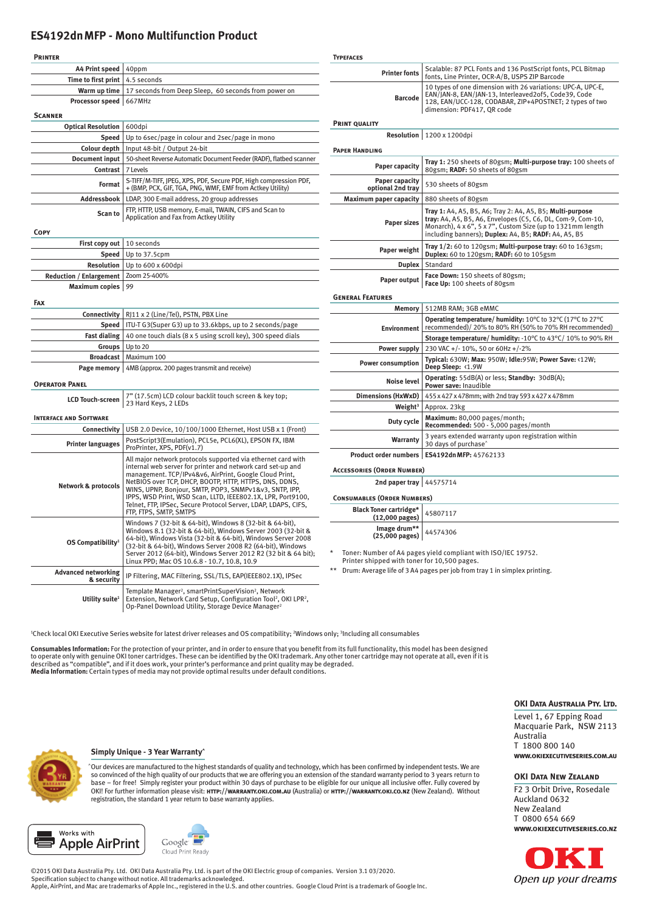# ES4192dn MFP - Mono Multifunction Product

## Printer

| | |
|---|---|
| A4 Print speed | 40ppm |
| Time to first print | 4.5 seconds |
| Warm up time | 17 seconds from Deep Sleep, 60 seconds from power on |
| Processor speed | 667MHz |

## Scanner

| | |
|---|---|
| Optical Resolution | 600dpi |
| Speed | Up to 6sec/page in colour and 2sec/page in mono |
| Colour depth | Input 48-bit / Output 24-bit |
| Document input | 50-sheet Reverse Automatic Document Feeder (RADF), flatbed scanner |
| Contrast | 7 Levels |
| Format | S-TIFF/M-TIFF, JPEG, XPS, PDF, Secure PDF, High compression PDF, + (BMP, PCX, GIF, TGA, PNG, WMF, EMF from Actkey Utility) |
| Addressbook | LDAP, 300 E-mail address, 20 group addresses |
| Scan to | FTP, HTTP, USB memory, E-mail, TWAIN, CIFS and Scan to Application and Fax from Actkey Utility |

## Copy

| | |
|---|---|
| First copy out | 10 seconds |
| Speed | Up to 37.5cpm |
| Resolution | Up to 600 x 600dpi |
| Reduction / Enlargement | Zoom 25-400% |
| Maximum copies | 99 |

## Fax

| | |
|---|---|
| Connectivity | RJ11 x 2 (Line/Tel), PSTN, PBX Line |
| Speed | ITU-T G3(Super G3) up to 33.6kbps, up to 2 seconds/page |
| Fast dialing | 40 one touch dials (8 x 5 using scroll key), 300 speed dials |
| Groups | Up to 20 |
| Broadcast | Maximum 100 |
| Page memory | 4MB (approx. 200 pages transmit and receive) |

## Operator Panel

| | |
|---|---|
| LCD Touch-screen | 7" (17.5cm) LCD colour backlit touch screen & key top; 23 Hard Keys, 2 LEDs |

## Interface and Software

| | |
|---|---|
| Connectivity | USB 2.0 Device, 10/100/1000 Ethernet, Host USB x 1 (Front) |
| Printer languages | PostScript3(Emulation), PCL5e, PCL6(XL), EPSON FX, IBM ProPrinter, XPS, PDF(v1.7) |
| Network & protocols | All major network protocols supported via ethernet card with internal web server for printer and network card set-up and management. TCP/IPv4&v6, AirPrint, Google Cloud Print, NetBIOS over TCP, DHCP, BOOTP, HTTP, HTTPS, DNS, DDNS, WINS, UPNP, Bonjour, SMTP, POP3, SNMPv1&v3, SNTP, IPP, IPPS, WSD Scan, LLTD, IEEE802.1X, LPR, Port9100, Telnet, FTP, IPSec, Secure Protocol Server, LDAP, LDAPS, CIFS, FTP, FTPS, SMTP, SMTPS |
| OS Compatibility[1] | Windows 7 (32-bit & 64-bit), Windows 8 (32-bit & 64-bit), Windows 8.1 (32-bit & 64-bit), Windows Server 2003 (32-bit & 64-bit), Windows Vista (32-bit & 64-bit), Windows Server 2008 (32-bit & 64-bit), Windows Server 2008 R2 (64-bit), Windows Server 2012 (64-bit), Windows Server 2012 R2 (32 bit & 64 bit); Linux PPD; Mac OS 10.6.8 - 10.7, 10.8, 10.9 |
| Advanced networking & security | IP Filtering, MAC Filtering, SSL/TLS, EAP(IEEE802.1X), IPSec |
| Utility suite[1] | Template Manager[2], smartPrintSuperVision[2], Network Extension, Network Card Setup, Configuration Tool[2], OKI LPR[2], Op-Panel Download Utility, Storage Device Manager[2] |

## Typefaces

| | |
|---|---|
| Printer fonts | Scalable: 87 PCL Fonts and 136 PostScript fonts, PCL Bitmap fonts, Line Printer, OCR-A/B, USPS ZIP Barcode |
| Barcode | 10 types of one dimension with 26 variations: UPC-A, UPC-E, EAN/JAN-8, EAN/JAN-13, Interleaved2of5, Code39, Code 128, EAN/UCC-128, CODABAR, ZIP+4POSTNET; 2 types of two dimension: PDF417, QR code |

## Print Quality

| | |
|---|---|
| Resolution | 1200 x 1200dpi |

## Paper Handling

| | |
|---|---|
| Paper capacity | **Tray 1:** 250 sheets of 80gsm; **Multi-purpose tray:** 100 sheets of 80gsm; **RADF:** 50 sheets of 80gsm |
| Paper capacity optional 2nd tray | 530 sheets of 80gsm |
| Maximum paper capacity | 880 sheets of 80gsm |
| Paper sizes | **Tray 1:** A4, A5, B5, A6; Tray 2: A4, A5, B5; **Multi-purpose tray:** A4, A5, B5, A6, Envelopes (C5, C6, DL, Com-9, Com-10, Monarch), 4 x 6", 5 x 7", Custom Size (up to 1321mm length including banners); **Duplex:** A4, B5; **RADF:** A4, A5, B5 |
| Paper weight | **Tray 1/2:** 60 to 120gsm; **Multi-purpose tray:** 60 to 163gsm; **Duplex:** 60 to 120gsm; **RADF:** 60 to 105gsm |
| Duplex | Standard |
| Paper output | **Face Down:** 150 sheets of 80gsm; **Face Up:** 100 sheets of 80gsm |

## General Features

| | |
|---|---|
| Memory | 512MB RAM; 3GB eMMC |
| Environment | **Operating temperature/ humidity:** 10°C to 32°C (17°C to 27°C recommended)/ 20% to 80% RH (50% to 70% RH recommended) |
| | **Storage temperature/ humidity:** -10°C to 43°C/ 10% to 90% RH |
| Power supply | 230 VAC +/- 10%, 50 or 60Hz +/-2% |
| Power consumption | **Typical:** 630W; **Max:** 950W; **Idle:**95W; **Power Save:** ‹12W; **Deep Sleep:** ‹1.9W |
| Noise level | **Operating:** 55dB(A) or less; **Standby:** 30dB(A); **Power save:** Inaudible |
| Dimensions (HxWxD) | 455 x 427 x 478mm; with 2nd tray 593 x 427 x 478mm |
| Weight[3] | Approx. 23kg |
| Duty cycle | **Maximum:** 80,000 pages/month; **Recommended:** 500 - 5,000 pages/month |
| Warranty | 3 years extended warranty upon registration within 30 days of purchase^ |
| Product order numbers | **ES4192dn MFP:** 45762133 |

## Accessories (Order Number)

| | |
|---|---|
| 2nd paper tray | 44575714 |

## Consumables (Order Numbers)

| | |
|---|---|
| Black Toner cartridge* (12,000 pages) | 45807117 |
| Image drum** (25,000 pages) | 44574306 |

\* Toner: Number of A4 pages yield compliant with ISO/IEC 19752. Printer shipped with toner for 10,500 pages.

\*\* Drum: Average life of 3 A4 pages per job from tray 1 in simplex printing.

[1]Check local OKI Executive Series website for latest driver releases and OS compatibility; [2]Windows only; [3]Including all consumables

**Consumables Information:** For the protection of your printer, and in order to ensure that you benefit from its full functionality, this model has been designed to operate only with genuine OKI toner cartridges. These can be identified by the OKI trademark. Any other toner cartridge may not operate at all, even if it is described as "compatible", and if it does work, your printer's performance and print quality may be degraded.
**Media Information:** Certain types of media may not provide optimal results under default conditions.

### Simply Unique - 3 Year Warranty^

^Our devices are manufactured to the highest standards of quality and technology, which has been confirmed by independent tests. We are so convinced of the high quality of our products that we are offering you an extension of the standard warranty period to 3 years return to base – for free! Simply register your product within 30 days of purchase to be eligible for our unique all inclusive offer. Fully covered by OKI! For further information please visit: **HTTP://WARRANTY.OKI.COM.AU** (Australia) or **HTTP://WARRANTY.OKI.CO.NZ** (New Zealand). Without registration, the standard 1 year return to base warranty applies.

Works with Apple AirPrint

Google Cloud Print Ready

**OKI Data Australia Pty. Ltd.**
Level 1, 67 Epping Road
Macquarie Park, NSW 2113
Australia
T 1800 800 140
**WWW.OKIEXECUTIVESERIES.COM.AU**

**OKI Data New Zealand**
F2 3 Orbit Drive, Rosedale
Auckland 0632
New Zealand
T 0800 654 669
**WWW.OKIEXECUTIVESERIES.CO.NZ**

OKI
*Open up your dreams*

©2015 OKI Data Australia Pty. Ltd. OKI Data Australia Pty. Ltd. is part of the OKI Electric group of companies. Version 3.1 03/2020.
Specification subject to change without notice. All trademarks acknowledged.
Apple, AirPrint, and Mac are trademarks of Apple Inc., registered in the U.S. and other countries. Google Cloud Print is a trademark of Google Inc.